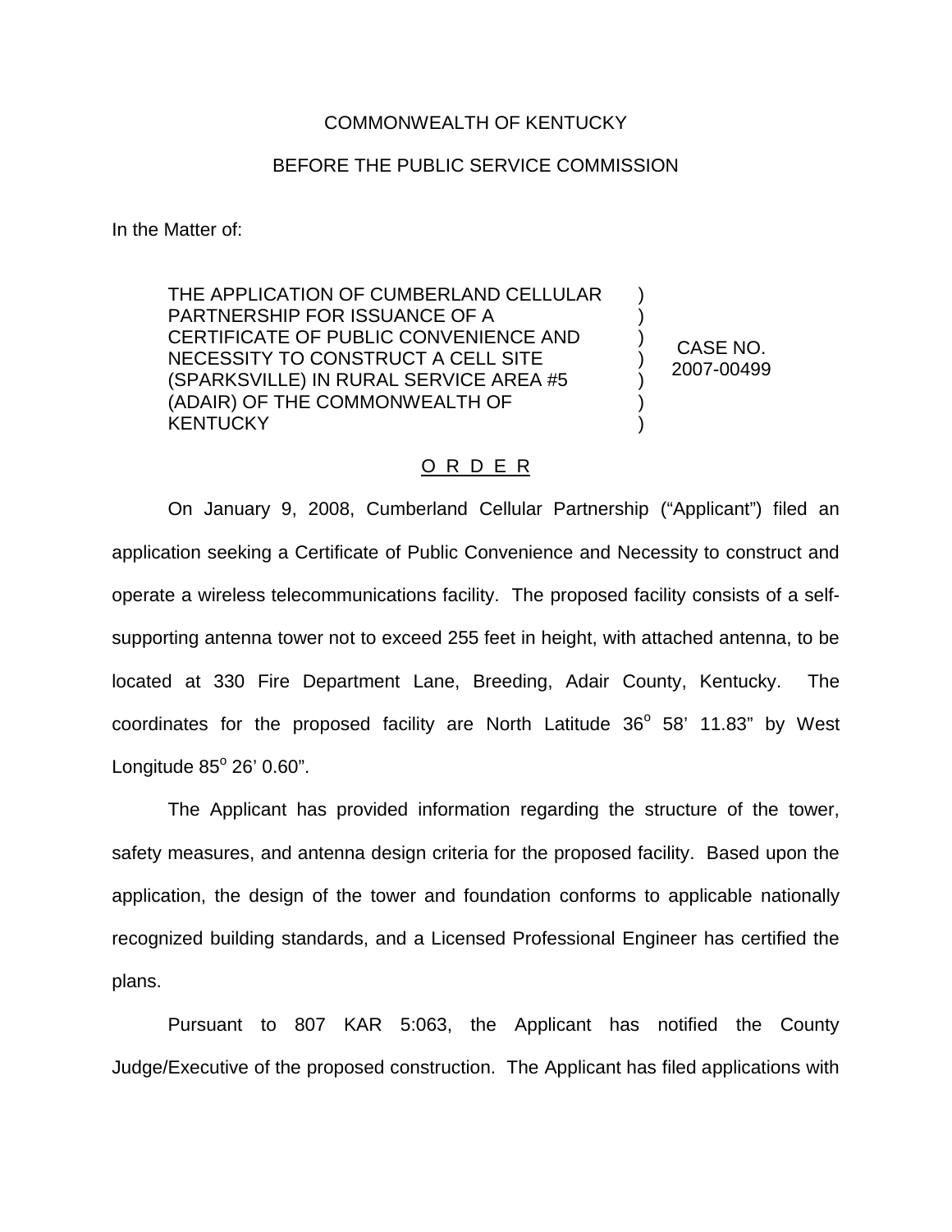COMMONWEALTH OF KENTUCKY

BEFORE THE PUBLIC SERVICE COMMISSION

In the Matter of:

| | | |
|---|---|---|
| THE APPLICATION OF CUMBERLAND CELLULAR PARTNERSHIP FOR ISSUANCE OF A CERTIFICATE OF PUBLIC CONVENIENCE AND NECESSITY TO CONSTRUCT A CELL SITE (SPARKSVILLE) IN RURAL SERVICE AREA #5 (ADAIR) OF THE COMMONWEALTH OF KENTUCKY | ) ) ) ) ) ) ) | CASE NO. 2007-00499 |

## O R D E R

On January 9, 2008, Cumberland Cellular Partnership ("Applicant") filed an application seeking a Certificate of Public Convenience and Necessity to construct and operate a wireless telecommunications facility. The proposed facility consists of a self-supporting antenna tower not to exceed 255 feet in height, with attached antenna, to be located at 330 Fire Department Lane, Breeding, Adair County, Kentucky. The coordinates for the proposed facility are North Latitude 36° 58' 11.83" by West Longitude 85° 26' 0.60".

The Applicant has provided information regarding the structure of the tower, safety measures, and antenna design criteria for the proposed facility. Based upon the application, the design of the tower and foundation conforms to applicable nationally recognized building standards, and a Licensed Professional Engineer has certified the plans.

Pursuant to 807 KAR 5:063, the Applicant has notified the County Judge/Executive of the proposed construction. The Applicant has filed applications with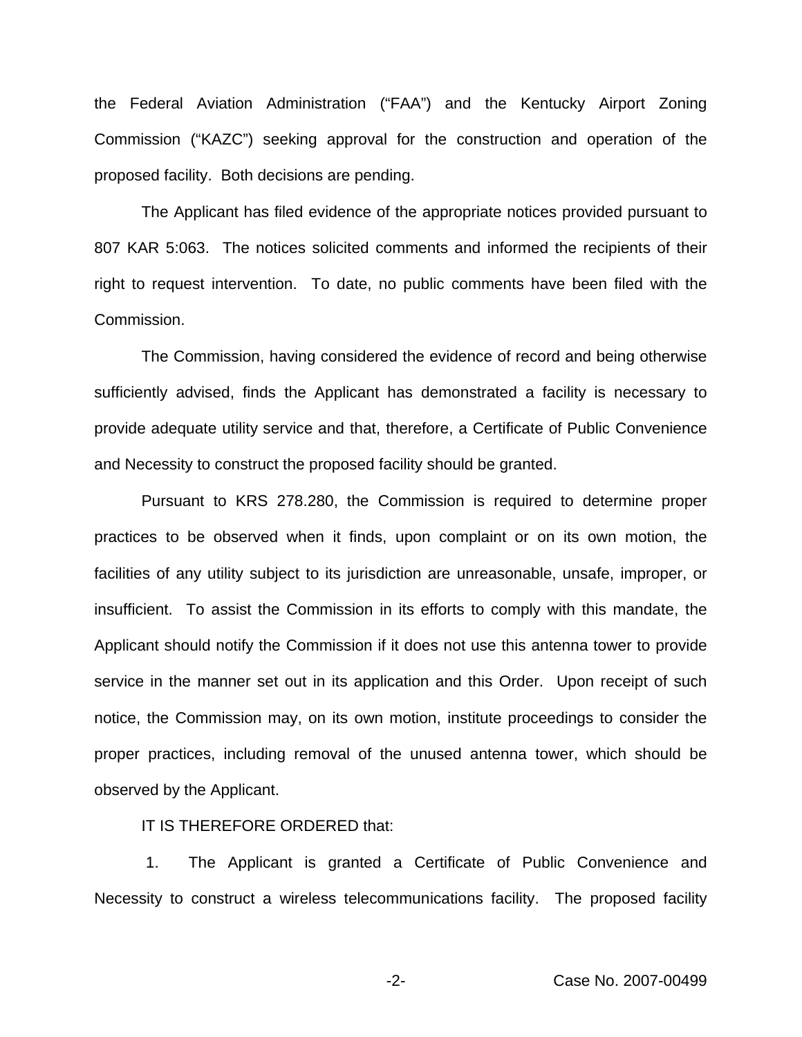the Federal Aviation Administration ("FAA") and the Kentucky Airport Zoning Commission ("KAZC") seeking approval for the construction and operation of the proposed facility. Both decisions are pending.

The Applicant has filed evidence of the appropriate notices provided pursuant to 807 KAR 5:063. The notices solicited comments and informed the recipients of their right to request intervention. To date, no public comments have been filed with the Commission.

The Commission, having considered the evidence of record and being otherwise sufficiently advised, finds the Applicant has demonstrated a facility is necessary to provide adequate utility service and that, therefore, a Certificate of Public Convenience and Necessity to construct the proposed facility should be granted.

Pursuant to KRS 278.280, the Commission is required to determine proper practices to be observed when it finds, upon complaint or on its own motion, the facilities of any utility subject to its jurisdiction are unreasonable, unsafe, improper, or insufficient. To assist the Commission in its efforts to comply with this mandate, the Applicant should notify the Commission if it does not use this antenna tower to provide service in the manner set out in its application and this Order. Upon receipt of such notice, the Commission may, on its own motion, institute proceedings to consider the proper practices, including removal of the unused antenna tower, which should be observed by the Applicant.

IT IS THEREFORE ORDERED that:

1. The Applicant is granted a Certificate of Public Convenience and Necessity to construct a wireless telecommunications facility. The proposed facility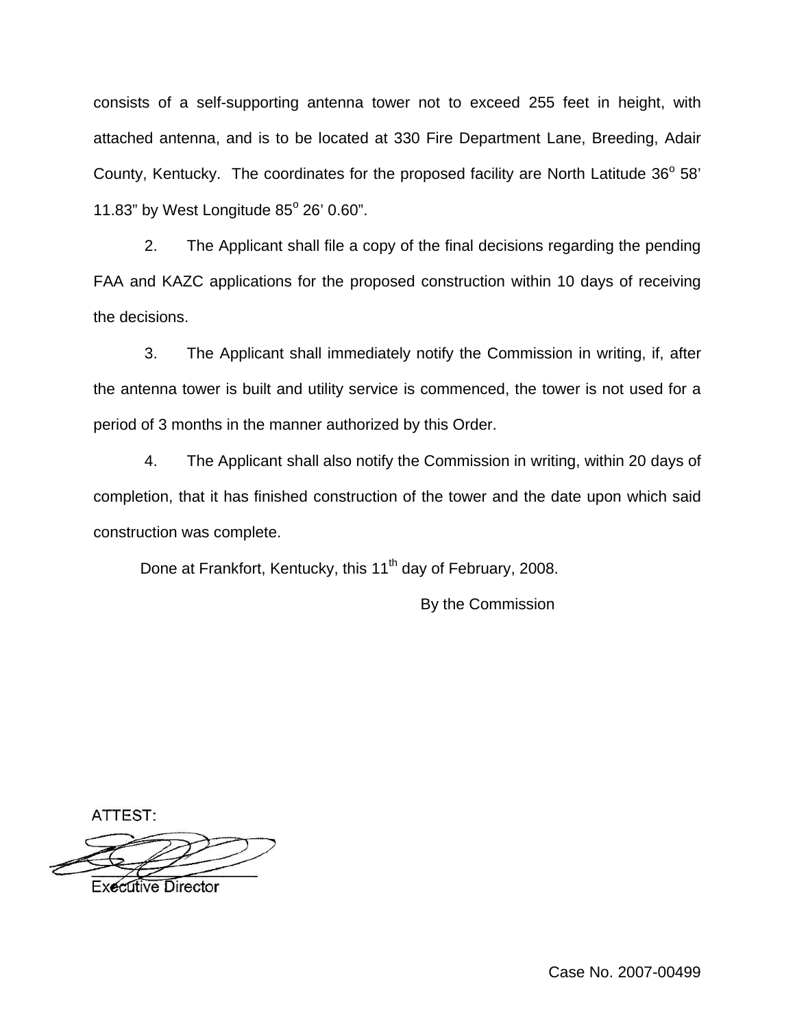consists of a self-supporting antenna tower not to exceed 255 feet in height, with attached antenna, and is to be located at 330 Fire Department Lane, Breeding, Adair County, Kentucky. The coordinates for the proposed facility are North Latitude 36° 58' 11.83" by West Longitude 85° 26' 0.60".

2. The Applicant shall file a copy of the final decisions regarding the pending FAA and KAZC applications for the proposed construction within 10 days of receiving the decisions.

3. The Applicant shall immediately notify the Commission in writing, if, after the antenna tower is built and utility service is commenced, the tower is not used for a period of 3 months in the manner authorized by this Order.

4. The Applicant shall also notify the Commission in writing, within 20 days of completion, that it has finished construction of the tower and the date upon which said construction was complete.

Done at Frankfort, Kentucky, this 11th day of February, 2008.

By the Commission

ATTEST:

Executive Director

Case No. 2007-00499